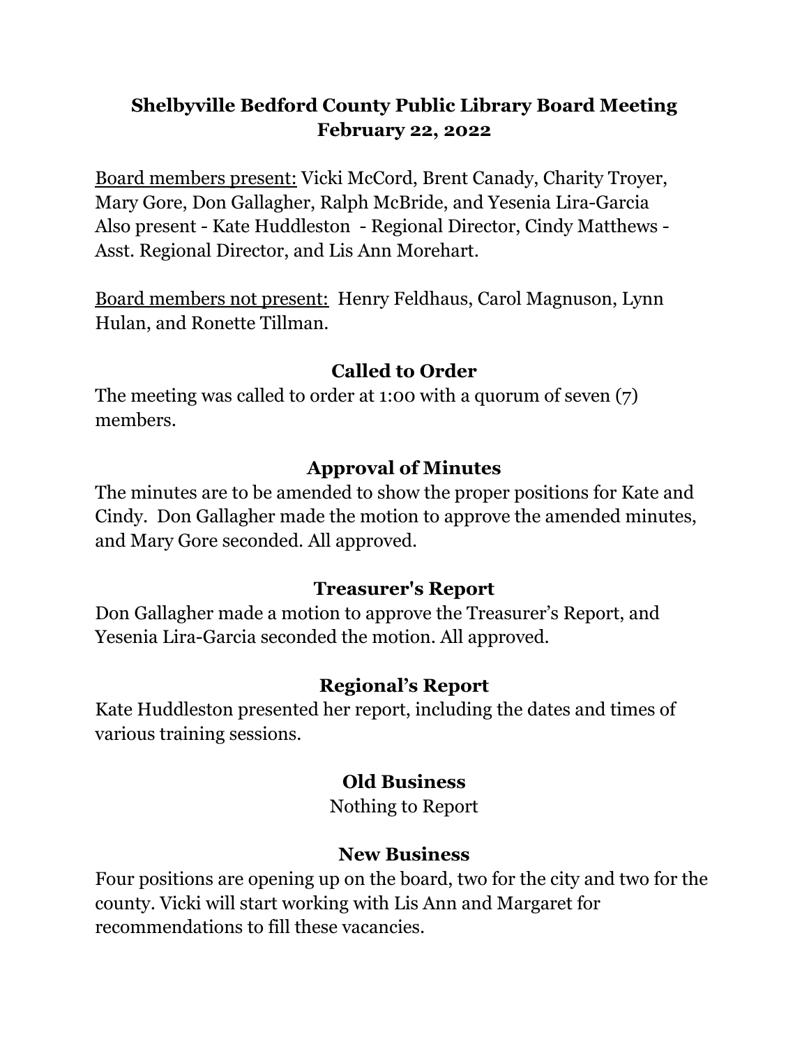# Shelbyville Bedford County Public Library Board Meeting
## February 22, 2022

Board members present: Vicki McCord, Brent Canady, Charity Troyer, Mary Gore, Don Gallagher, Ralph McBride, and Yesenia Lira-Garcia
Also present - Kate Huddleston - Regional Director, Cindy Matthews - Asst. Regional Director, and Lis Ann Morehart.

Board members not present: Henry Feldhaus, Carol Magnuson, Lynn Hulan, and Ronette Tillman.

### Called to Order

The meeting was called to order at 1:00 with a quorum of seven (7) members.

### Approval of Minutes

The minutes are to be amended to show the proper positions for Kate and Cindy. Don Gallagher made the motion to approve the amended minutes, and Mary Gore seconded. All approved.

### Treasurer's Report

Don Gallagher made a motion to approve the Treasurer's Report, and Yesenia Lira-Garcia seconded the motion. All approved.

### Regional's Report

Kate Huddleston presented her report, including the dates and times of various training sessions.

### Old Business

Nothing to Report

### New Business

Four positions are opening up on the board, two for the city and two for the county. Vicki will start working with Lis Ann and Margaret for recommendations to fill these vacancies.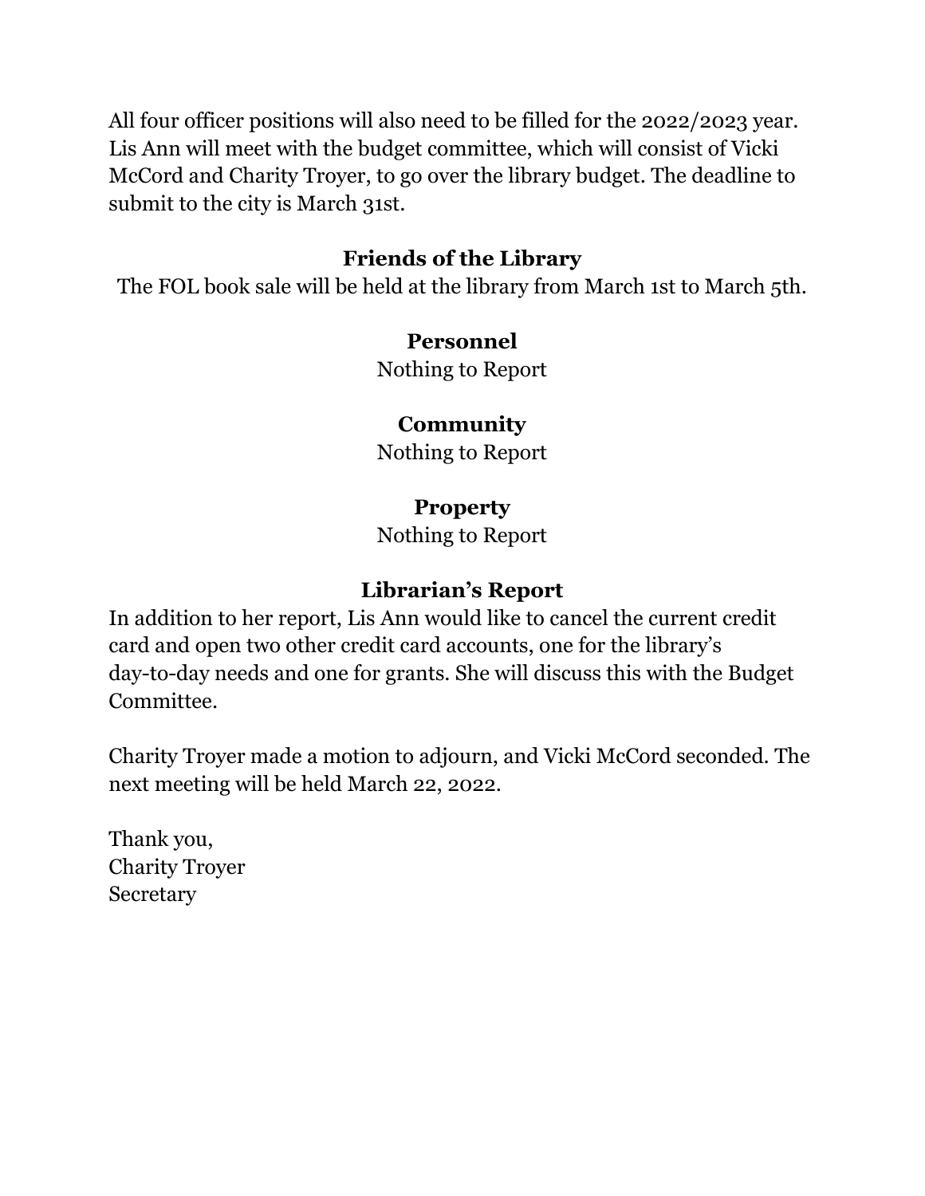All four officer positions will also need to be filled for the 2022/2023 year. Lis Ann will meet with the budget committee, which will consist of Vicki McCord and Charity Troyer, to go over the library budget. The deadline to submit to the city is March 31st.

### Friends of the Library

The FOL book sale will be held at the library from March 1st to March 5th.

### Personnel

Nothing to Report

### Community

Nothing to Report

### Property

Nothing to Report

### Librarian's Report

In addition to her report, Lis Ann would like to cancel the current credit card and open two other credit card accounts, one for the library's day-to-day needs and one for grants. She will discuss this with the Budget Committee.

Charity Troyer made a motion to adjourn, and Vicki McCord seconded. The next meeting will be held March 22, 2022.

Thank you,
Charity Troyer
Secretary